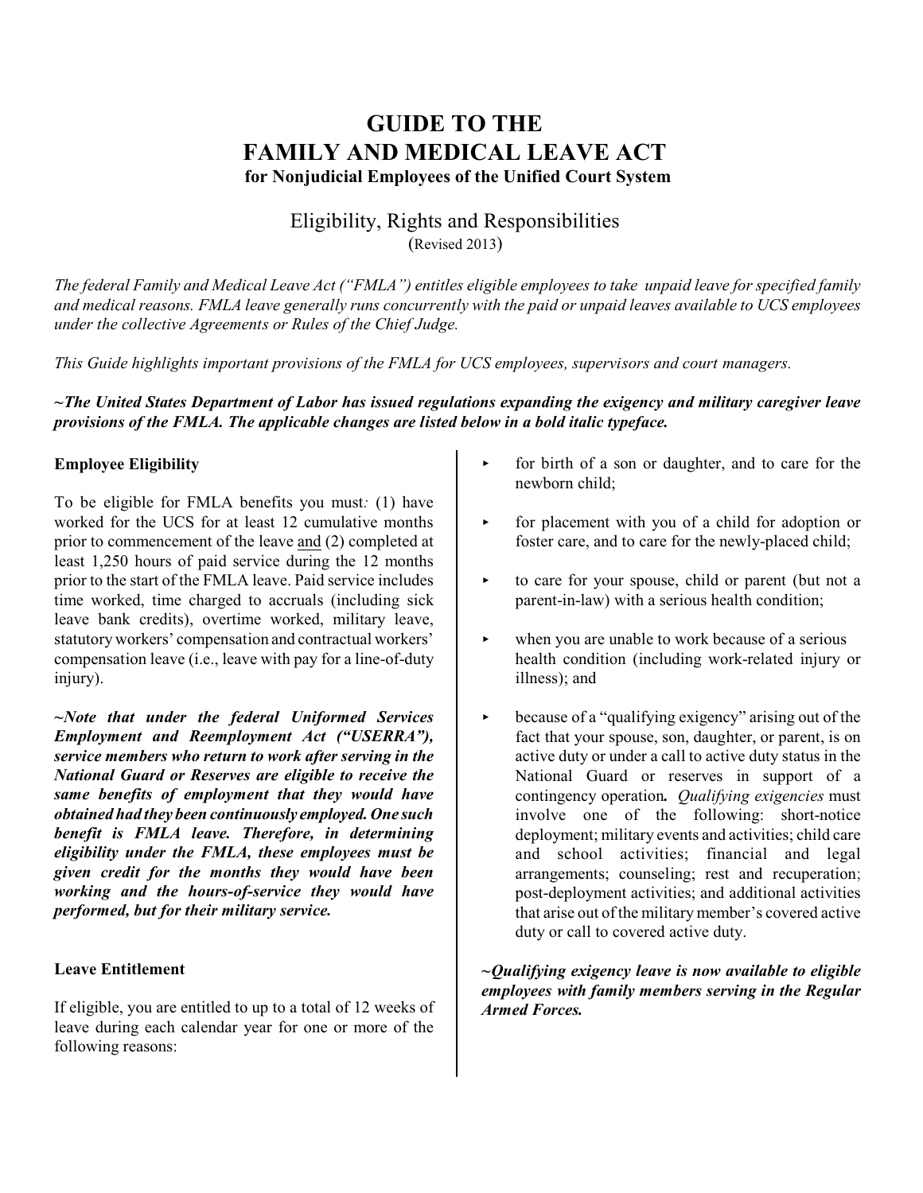# GUIDE TO THE FAMILY AND MEDICAL LEAVE ACT

**for Nonjudicial Employees of the Unified Court System**

## Eligibility, Rights and Responsibilities

(Revised 2013)

*The federal Family and Medical Leave Act ("FMLA") entitles eligible employees to take unpaid leave for specified family and medical reasons. FMLA leave generally runs concurrently with the paid or unpaid leaves available to UCS employees under the collective Agreements or Rules of the Chief Judge.*

*This Guide highlights important provisions of the FMLA for UCS employees, supervisors and court managers.*

***~The United States Department of Labor has issued regulations expanding the exigency and military caregiver leave provisions of the FMLA. The applicable changes are listed below in a bold italic typeface.***

### Employee Eligibility

To be eligible for FMLA benefits you must*:* (1) have worked for the UCS for at least 12 cumulative months prior to commencement of the leave <u>and</u> (2) completed at least 1,250 hours of paid service during the 12 months prior to the start of the FMLA leave. Paid service includes time worked, time charged to accruals (including sick leave bank credits), overtime worked, military leave, statutory workers' compensation and contractual workers' compensation leave (i.e., leave with pay for a line-of-duty injury).

***~Note that under the federal Uniformed Services Employment and Reemployment Act ("USERRA"), service members who return to work after serving in the National Guard or Reserves are eligible to receive the same benefits of employment that they would have obtained had they been continuously employed. One such benefit is FMLA leave. Therefore, in determining eligibility under the FMLA, these employees must be given credit for the months they would have been working and the hours-of-service they would have performed, but for their military service.***

### Leave Entitlement

If eligible, you are entitled to up to a total of 12 weeks of leave during each calendar year for one or more of the following reasons:

- for birth of a son or daughter, and to care for the newborn child;
- for placement with you of a child for adoption or foster care, and to care for the newly-placed child;
- to care for your spouse, child or parent (but not a parent-in-law) with a serious health condition;
- when you are unable to work because of a serious health condition (including work-related injury or illness); and
- because of a "qualifying exigency" arising out of the fact that your spouse, son, daughter, or parent, is on active duty or under a call to active duty status in the National Guard or reserves in support of a contingency operation***.*** *Qualifying exigencies* must involve one of the following: short-notice deployment; military events and activities; child care and school activities; financial and legal arrangements; counseling; rest and recuperation; post-deployment activities; and additional activities that arise out of the military member's covered active duty or call to covered active duty.

***~Qualifying exigency leave is now available to eligible employees with family members serving in the Regular Armed Forces.***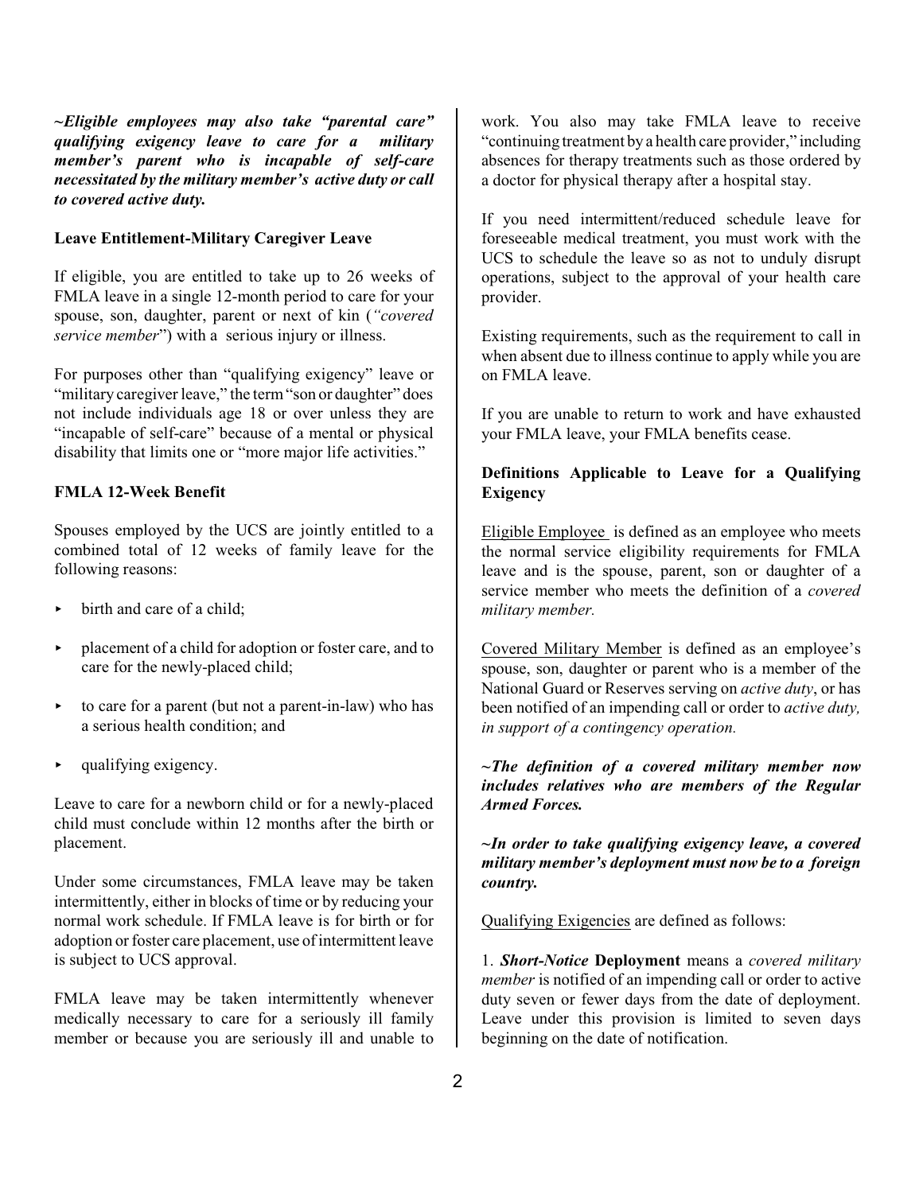***~Eligible employees may also take "parental care" qualifying exigency leave to care for a military member's parent who is incapable of self-care necessitated by the military member's active duty or call to covered active duty.***

**Leave Entitlement-Military Caregiver Leave**

If eligible, you are entitled to take up to 26 weeks of FMLA leave in a single 12-month period to care for your spouse, son, daughter, parent or next of kin (*"covered service member"*) with a serious injury or illness.

For purposes other than "qualifying exigency" leave or "military caregiver leave," the term "son or daughter" does not include individuals age 18 or over unless they are "incapable of self-care" because of a mental or physical disability that limits one or "more major life activities."

**FMLA 12-Week Benefit**

Spouses employed by the UCS are jointly entitled to a combined total of 12 weeks of family leave for the following reasons:

- birth and care of a child;
- placement of a child for adoption or foster care, and to care for the newly-placed child;
- to care for a parent (but not a parent-in-law) who has a serious health condition; and
- qualifying exigency.

Leave to care for a newborn child or for a newly-placed child must conclude within 12 months after the birth or placement.

Under some circumstances, FMLA leave may be taken intermittently, either in blocks of time or by reducing your normal work schedule. If FMLA leave is for birth or for adoption or foster care placement, use of intermittent leave is subject to UCS approval.

FMLA leave may be taken intermittently whenever medically necessary to care for a seriously ill family member or because you are seriously ill and unable to work. You also may take FMLA leave to receive "continuing treatment by a health care provider," including absences for therapy treatments such as those ordered by a doctor for physical therapy after a hospital stay.

If you need intermittent/reduced schedule leave for foreseeable medical treatment, you must work with the UCS to schedule the leave so as not to unduly disrupt operations, subject to the approval of your health care provider.

Existing requirements, such as the requirement to call in when absent due to illness continue to apply while you are on FMLA leave.

If you are unable to return to work and have exhausted your FMLA leave, your FMLA benefits cease.

**Definitions Applicable to Leave for a Qualifying Exigency**

Eligible Employee is defined as an employee who meets the normal service eligibility requirements for FMLA leave and is the spouse, parent, son or daughter of a service member who meets the definition of a *covered military member.*

Covered Military Member is defined as an employee's spouse, son, daughter or parent who is a member of the National Guard or Reserves serving on *active duty*, or has been notified of an impending call or order to *active duty, in support of a contingency operation.*

***~The definition of a covered military member now includes relatives who are members of the Regular Armed Forces.***

***~In order to take qualifying exigency leave, a covered military member's deployment must now be to a foreign country.***

Qualifying Exigencies are defined as follows:

1. ***Short-Notice* Deployment** means a *covered military member* is notified of an impending call or order to active duty seven or fewer days from the date of deployment. Leave under this provision is limited to seven days beginning on the date of notification.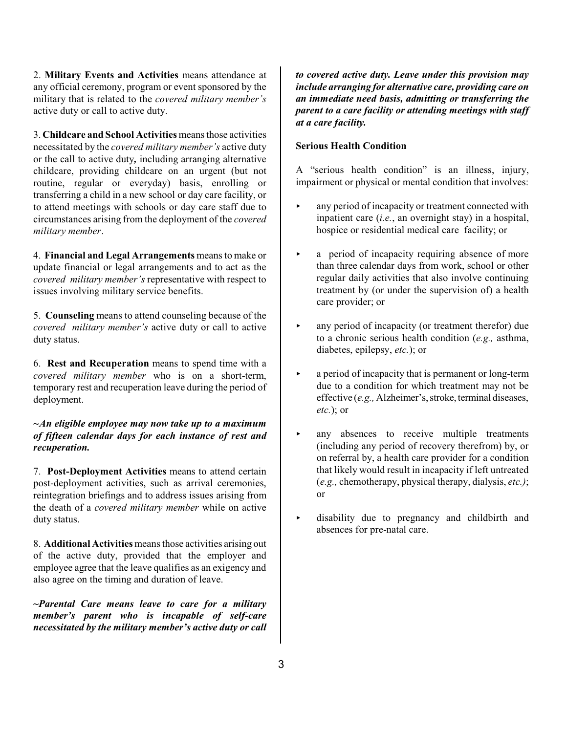2. **Military Events and Activities** means attendance at any official ceremony, program or event sponsored by the military that is related to the *covered military member's* active duty or call to active duty.

3. **Childcare and School Activities** means those activities necessitated by the *covered military member's* active duty or the call to active duty**,** including arranging alternative childcare, providing childcare on an urgent (but not routine, regular or everyday) basis, enrolling or transferring a child in a new school or day care facility, or to attend meetings with schools or day care staff due to circumstances arising from the deployment of the *covered military member*.

4. **Financial and Legal Arrangements** means to make or update financial or legal arrangements and to act as the *covered military member's* representative with respect to issues involving military service benefits.

5. **Counseling** means to attend counseling because of the *covered military member's* active duty or call to active duty status.

6. **Rest and Recuperation** means to spend time with a *covered military member* who is on a short-term, temporary rest and recuperation leave during the period of deployment.

***~An eligible employee may now take up to a maximum of fifteen calendar days for each instance of rest and recuperation.***

7. **Post-Deployment Activities** means to attend certain post-deployment activities, such as arrival ceremonies, reintegration briefings and to address issues arising from the death of a *covered military member* while on active duty status.

8. **Additional Activities** means those activities arising out of the active duty, provided that the employer and employee agree that the leave qualifies as an exigency and also agree on the timing and duration of leave.

***~Parental Care means leave to care for a military member's parent who is incapable of self-care necessitated by the military member's active duty or call to covered active duty. Leave under this provision may include arranging for alternative care, providing care on an immediate need basis, admitting or transferring the parent to a care facility or attending meetings with staff at a care facility.***

**Serious Health Condition**

A "serious health condition" is an illness, injury, impairment or physical or mental condition that involves:

- any period of incapacity or treatment connected with inpatient care (*i.e.*, an overnight stay) in a hospital, hospice or residential medical care facility; or
- a period of incapacity requiring absence of more than three calendar days from work, school or other regular daily activities that also involve continuing treatment by (or under the supervision of) a health care provider; or
- any period of incapacity (or treatment therefor) due to a chronic serious health condition (*e.g.,* asthma, diabetes, epilepsy, *etc.*); or
- a period of incapacity that is permanent or long-term due to a condition for which treatment may not be effective (*e.g.,* Alzheimer's, stroke, terminal diseases, *etc.*); or
- any absences to receive multiple treatments (including any period of recovery therefrom) by, or on referral by, a health care provider for a condition that likely would result in incapacity if left untreated (*e.g.,* chemotherapy, physical therapy, dialysis, *etc.)*; or
- disability due to pregnancy and childbirth and absences for pre-natal care.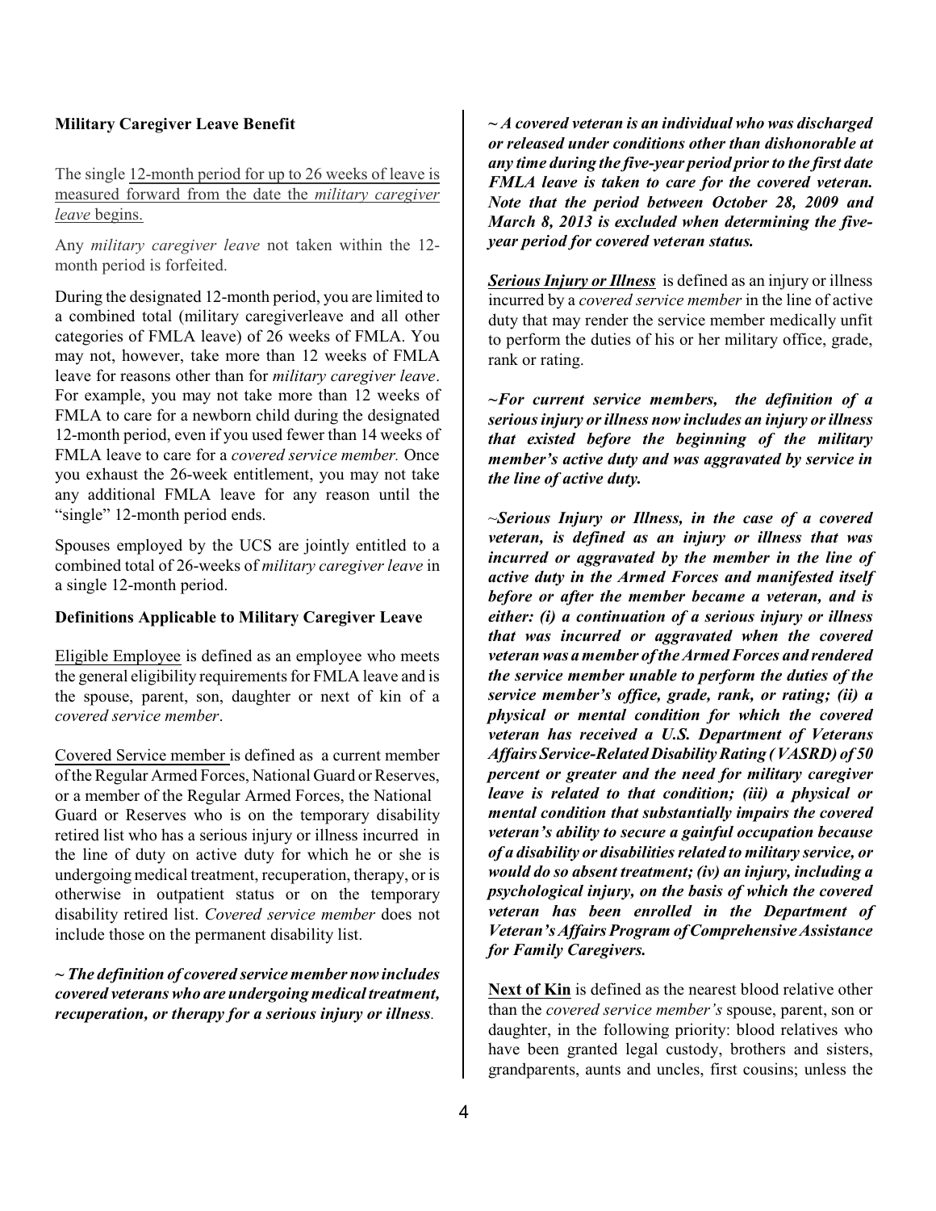**Military Caregiver Leave Benefit**

The single 12-month period for up to 26 weeks of leave is measured forward from the date the *military caregiver leave* begins.

Any *military caregiver leave* not taken within the 12-month period is forfeited.

During the designated 12-month period, you are limited to a combined total (military caregiverleave and all other categories of FMLA leave) of 26 weeks of FMLA. You may not, however, take more than 12 weeks of FMLA leave for reasons other than for *military caregiver leave*. For example, you may not take more than 12 weeks of FMLA to care for a newborn child during the designated 12-month period, even if you used fewer than 14 weeks of FMLA leave to care for a *covered service member.* Once you exhaust the 26-week entitlement, you may not take any additional FMLA leave for any reason until the "single" 12-month period ends.

Spouses employed by the UCS are jointly entitled to a combined total of 26-weeks of *military caregiver leave* in a single 12-month period.

**Definitions Applicable to Military Caregiver Leave**

Eligible Employee is defined as an employee who meets the general eligibility requirements for FMLA leave and is the spouse, parent, son, daughter or next of kin of a *covered service member*.

Covered Service member is defined as a current member of the Regular Armed Forces, National Guard or Reserves, or a member of the Regular Armed Forces, the National Guard or Reserves who is on the temporary disability retired list who has a serious injury or illness incurred in the line of duty on active duty for which he or she is undergoing medical treatment, recuperation, therapy, or is otherwise in outpatient status or on the temporary disability retired list. *Covered service member* does not include those on the permanent disability list.

***~ The definition of covered service member now includes covered veterans who are undergoing medical treatment, recuperation, or therapy for a serious injury or illness.***

***~ A covered veteran is an individual who was discharged or released under conditions other than dishonorable at any time during the five-year period prior to the first date FMLA leave is taken to care for the covered veteran. Note that the period between October 28, 2009 and March 8, 2013 is excluded when determining the five-year period for covered veteran status.***

***Serious Injury or Illness*** is defined as an injury or illness incurred by a *covered service member* in the line of active duty that may render the service member medically unfit to perform the duties of his or her military office, grade, rank or rating.

***~For current service members, the definition of a serious injury or illness now includes an injury or illness that existed before the beginning of the military member's active duty and was aggravated by service in the line of active duty.***

***~Serious Injury or Illness, in the case of a covered veteran, is defined as an injury or illness that was incurred or aggravated by the member in the line of active duty in the Armed Forces and manifested itself before or after the member became a veteran, and is either: (i) a continuation of a serious injury or illness that was incurred or aggravated when the covered veteran was a member of the Armed Forces and rendered the service member unable to perform the duties of the service member's office, grade, rank, or rating; (ii) a physical or mental condition for which the covered veteran has received a U.S. Department of Veterans Affairs Service-Related Disability Rating (VASRD) of 50 percent or greater and the need for military caregiver leave is related to that condition; (iii) a physical or mental condition that substantially impairs the covered veteran's ability to secure a gainful occupation because of a disability or disabilities related to military service, or would do so absent treatment; (iv) an injury, including a psychological injury, on the basis of which the covered veteran has been enrolled in the Department of Veteran's Affairs Program of Comprehensive Assistance for Family Caregivers.***

**Next of Kin** is defined as the nearest blood relative other than the *covered service member's* spouse, parent, son or daughter, in the following priority: blood relatives who have been granted legal custody, brothers and sisters, grandparents, aunts and uncles, first cousins; unless the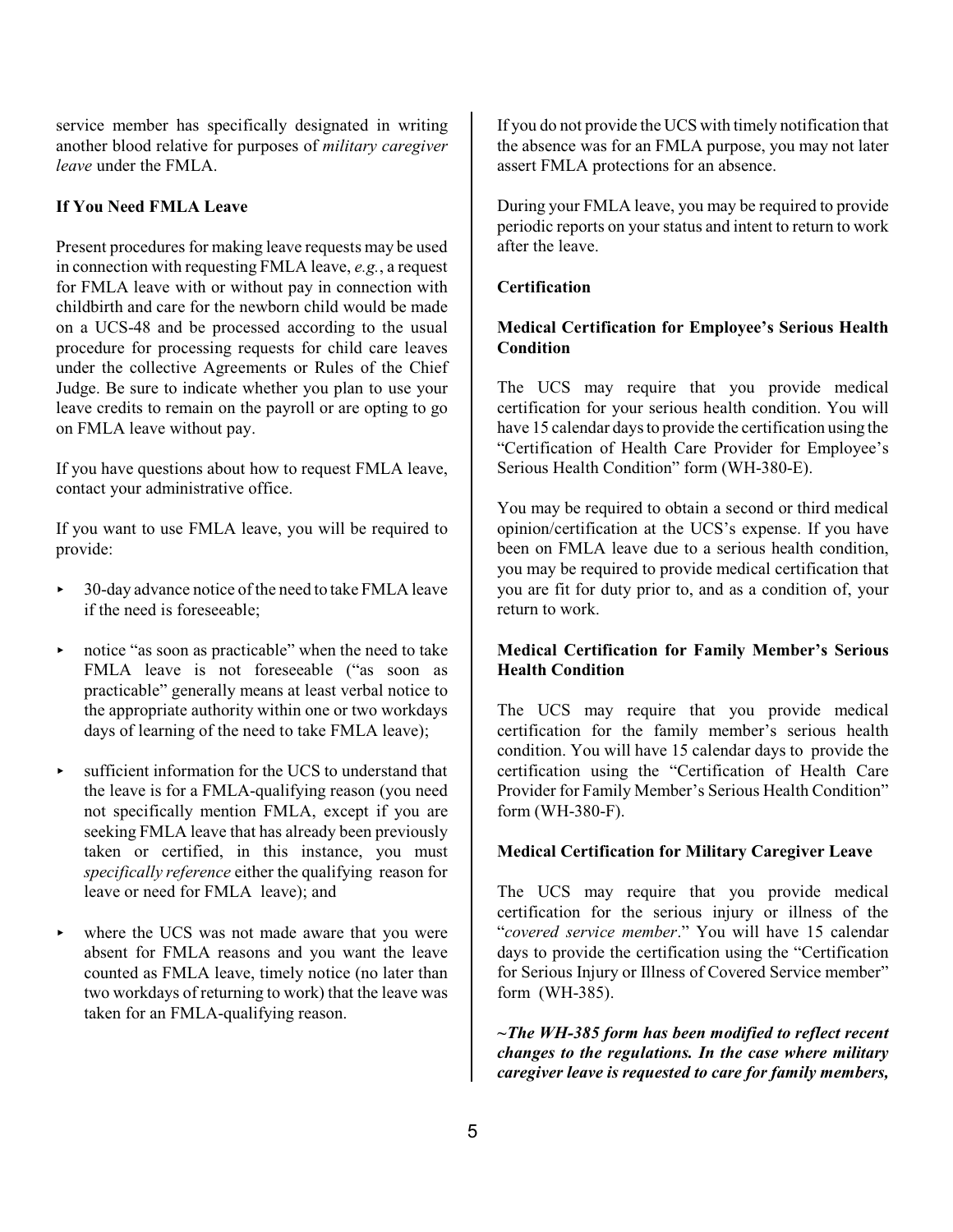service member has specifically designated in writing another blood relative for purposes of *military caregiver leave* under the FMLA.

**If You Need FMLA Leave**

Present procedures for making leave requests may be used in connection with requesting FMLA leave, *e.g.*, a request for FMLA leave with or without pay in connection with childbirth and care for the newborn child would be made on a UCS-48 and be processed according to the usual procedure for processing requests for child care leaves under the collective Agreements or Rules of the Chief Judge. Be sure to indicate whether you plan to use your leave credits to remain on the payroll or are opting to go on FMLA leave without pay.

If you have questions about how to request FMLA leave, contact your administrative office.

If you want to use FMLA leave, you will be required to provide:

- 30-day advance notice of the need to take FMLA leave if the need is foreseeable;
- notice "as soon as practicable" when the need to take FMLA leave is not foreseeable ("as soon as practicable" generally means at least verbal notice to the appropriate authority within one or two workdays days of learning of the need to take FMLA leave);
- sufficient information for the UCS to understand that the leave is for a FMLA-qualifying reason (you need not specifically mention FMLA, except if you are seeking FMLA leave that has already been previously taken or certified, in this instance, you must *specifically reference* either the qualifying reason for leave or need for FMLA leave); and
- where the UCS was not made aware that you were absent for FMLA reasons and you want the leave counted as FMLA leave, timely notice (no later than two workdays of returning to work) that the leave was taken for an FMLA-qualifying reason.

If you do not provide the UCS with timely notification that the absence was for an FMLA purpose, you may not later assert FMLA protections for an absence.

During your FMLA leave, you may be required to provide periodic reports on your status and intent to return to work after the leave.

**Certification**

**Medical Certification for Employee's Serious Health Condition**

The UCS may require that you provide medical certification for your serious health condition. You will have 15 calendar days to provide the certification using the "Certification of Health Care Provider for Employee's Serious Health Condition" form (WH-380-E).

You may be required to obtain a second or third medical opinion/certification at the UCS's expense. If you have been on FMLA leave due to a serious health condition, you may be required to provide medical certification that you are fit for duty prior to, and as a condition of, your return to work.

**Medical Certification for Family Member's Serious Health Condition**

The UCS may require that you provide medical certification for the family member's serious health condition. You will have 15 calendar days to provide the certification using the "Certification of Health Care Provider for Family Member's Serious Health Condition" form (WH-380-F).

**Medical Certification for Military Caregiver Leave**

The UCS may require that you provide medical certification for the serious injury or illness of the "*covered service member*." You will have 15 calendar days to provide the certification using the "Certification for Serious Injury or Illness of Covered Service member" form (WH-385).

***~The WH-385 form has been modified to reflect recent changes to the regulations. In the case where military caregiver leave is requested to care for family members,***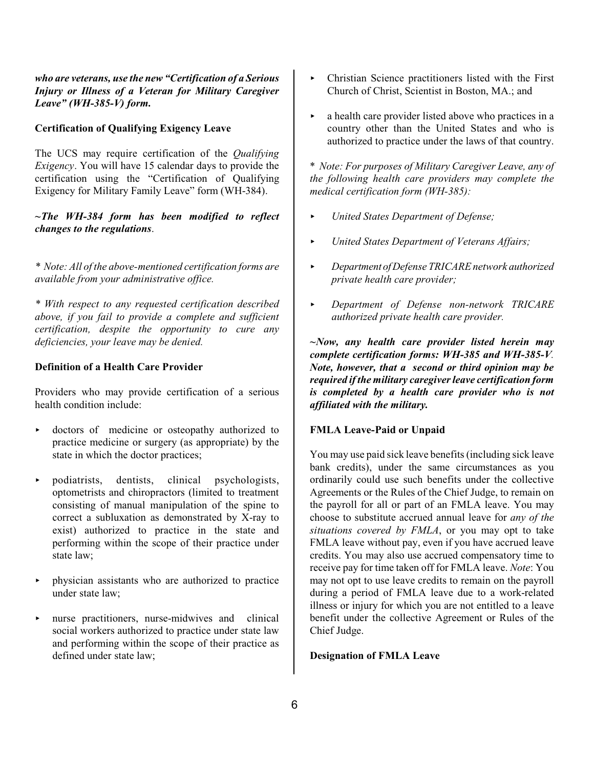***who are veterans, use the new "Certification of a Serious Injury or Illness of a Veteran for Military Caregiver Leave" (WH-385-V) form.***

**Certification of Qualifying Exigency Leave**

The UCS may require certification of the *Qualifying Exigency*. You will have 15 calendar days to provide the certification using the "Certification of Qualifying Exigency for Military Family Leave" form (WH-384).

***~The WH-384 form has been modified to reflect changes to the regulations***.

\* *Note: All of the above-mentioned certification forms are available from your administrative office.*

\* *With respect to any requested certification described above, if you fail to provide a complete and sufficient certification, despite the opportunity to cure any deficiencies, your leave may be denied.*

**Definition of a Health Care Provider**

Providers who may provide certification of a serious health condition include:

- doctors of medicine or osteopathy authorized to practice medicine or surgery (as appropriate) by the state in which the doctor practices;
- podiatrists, dentists, clinical psychologists, optometrists and chiropractors (limited to treatment consisting of manual manipulation of the spine to correct a subluxation as demonstrated by X-ray to exist) authorized to practice in the state and performing within the scope of their practice under state law;
- physician assistants who are authorized to practice under state law;
- nurse practitioners, nurse-midwives and clinical social workers authorized to practice under state law and performing within the scope of their practice as defined under state law;
- Christian Science practitioners listed with the First Church of Christ, Scientist in Boston, MA.; and
- a health care provider listed above who practices in a country other than the United States and who is authorized to practice under the laws of that country.

\* *Note: For purposes of Military Caregiver Leave, any of the following health care providers may complete the medical certification form (WH-385):*

- *United States Department of Defense;*
- *United States Department of Veterans Affairs;*
- *Department of Defense TRICARE network authorized private health care provider;*
- *Department of Defense non-network TRICARE authorized private health care provider.*

***~Now, any health care provider listed herein may complete certification forms: WH-385 and WH-385-V. Note, however, that a second or third opinion may be required if the military caregiver leave certification form is completed by a health care provider who is not affiliated with the military.***

**FMLA Leave-Paid or Unpaid**

You may use paid sick leave benefits (including sick leave bank credits), under the same circumstances as you ordinarily could use such benefits under the collective Agreements or the Rules of the Chief Judge, to remain on the payroll for all or part of an FMLA leave. You may choose to substitute accrued annual leave for *any of the situations covered by FMLA*, or you may opt to take FMLA leave without pay, even if you have accrued leave credits. You may also use accrued compensatory time to receive pay for time taken off for FMLA leave. *Note*: You may not opt to use leave credits to remain on the payroll during a period of FMLA leave due to a work-related illness or injury for which you are not entitled to a leave benefit under the collective Agreement or Rules of the Chief Judge.

**Designation of FMLA Leave**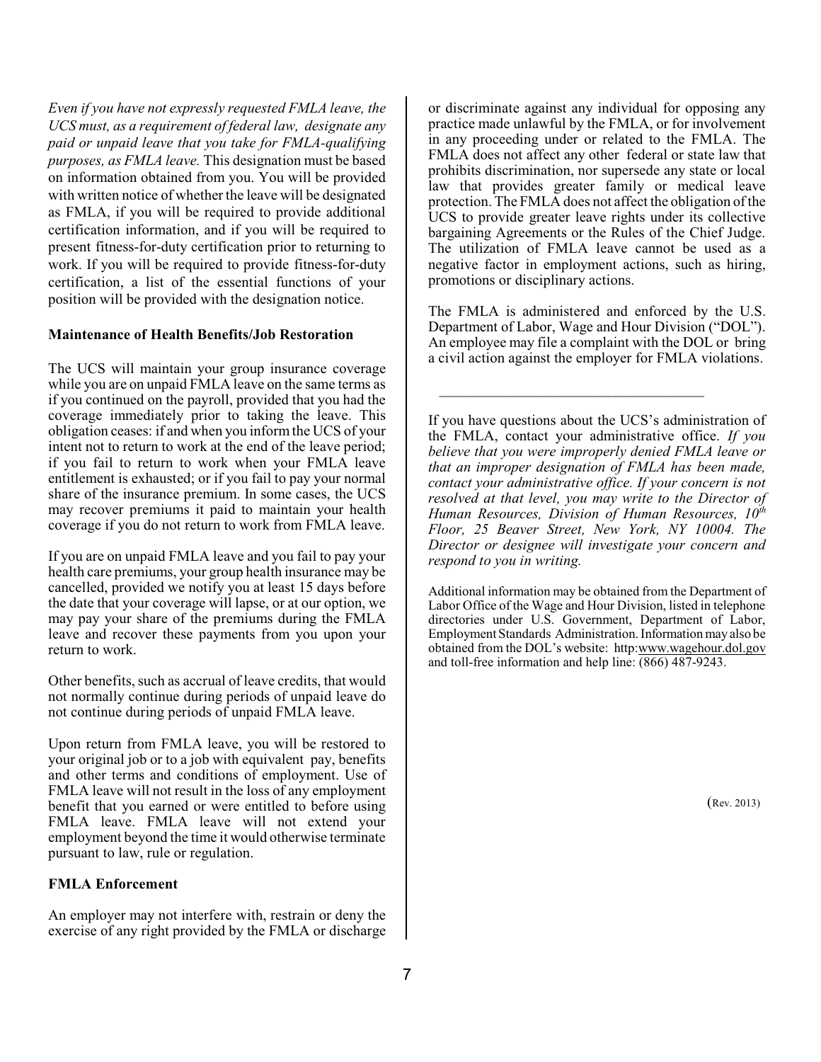*Even if you have not expressly requested FMLA leave, the UCS must, as a requirement of federal law, designate any paid or unpaid leave that you take for FMLA-qualifying purposes, as FMLA leave.* This designation must be based on information obtained from you. You will be provided with written notice of whether the leave will be designated as FMLA, if you will be required to provide additional certification information, and if you will be required to present fitness-for-duty certification prior to returning to work. If you will be required to provide fitness-for-duty certification, a list of the essential functions of your position will be provided with the designation notice.

**Maintenance of Health Benefits/Job Restoration**

The UCS will maintain your group insurance coverage while you are on unpaid FMLA leave on the same terms as if you continued on the payroll, provided that you had the coverage immediately prior to taking the leave. This obligation ceases: if and when you inform the UCS of your intent not to return to work at the end of the leave period; if you fail to return to work when your FMLA leave entitlement is exhausted; or if you fail to pay your normal share of the insurance premium. In some cases, the UCS may recover premiums it paid to maintain your health coverage if you do not return to work from FMLA leave.

If you are on unpaid FMLA leave and you fail to pay your health care premiums, your group health insurance may be cancelled, provided we notify you at least 15 days before the date that your coverage will lapse, or at our option, we may pay your share of the premiums during the FMLA leave and recover these payments from you upon your return to work.

Other benefits, such as accrual of leave credits, that would not normally continue during periods of unpaid leave do not continue during periods of unpaid FMLA leave.

Upon return from FMLA leave, you will be restored to your original job or to a job with equivalent pay, benefits and other terms and conditions of employment. Use of FMLA leave will not result in the loss of any employment benefit that you earned or were entitled to before using FMLA leave. FMLA leave will not extend your employment beyond the time it would otherwise terminate pursuant to law, rule or regulation.

**FMLA Enforcement**

An employer may not interfere with, restrain or deny the exercise of any right provided by the FMLA or discharge or discriminate against any individual for opposing any practice made unlawful by the FMLA, or for involvement in any proceeding under or related to the FMLA. The FMLA does not affect any other federal or state law that prohibits discrimination, nor supersede any state or local law that provides greater family or medical leave protection. The FMLA does not affect the obligation of the UCS to provide greater leave rights under its collective bargaining Agreements or the Rules of the Chief Judge. The utilization of FMLA leave cannot be used as a negative factor in employment actions, such as hiring, promotions or disciplinary actions.

The FMLA is administered and enforced by the U.S. Department of Labor, Wage and Hour Division ("DOL"). An employee may file a complaint with the DOL or bring a civil action against the employer for FMLA violations.

---

If you have questions about the UCS's administration of the FMLA, contact your administrative office. *If you believe that you were improperly denied FMLA leave or that an improper designation of FMLA has been made, contact your administrative office. If your concern is not resolved at that level, you may write to the Director of Human Resources, Division of Human Resources, 10th Floor, 25 Beaver Street, New York, NY 10004. The Director or designee will investigate your concern and respond to you in writing.*

Additional information may be obtained from the Department of Labor Office of the Wage and Hour Division, listed in telephone directories under U.S. Government, Department of Labor, Employment Standards Administration. Information may also be obtained from the DOL's website: http:www.wagehour.dol.gov and toll-free information and help line: (866) 487-9243.

(Rev. 2013)